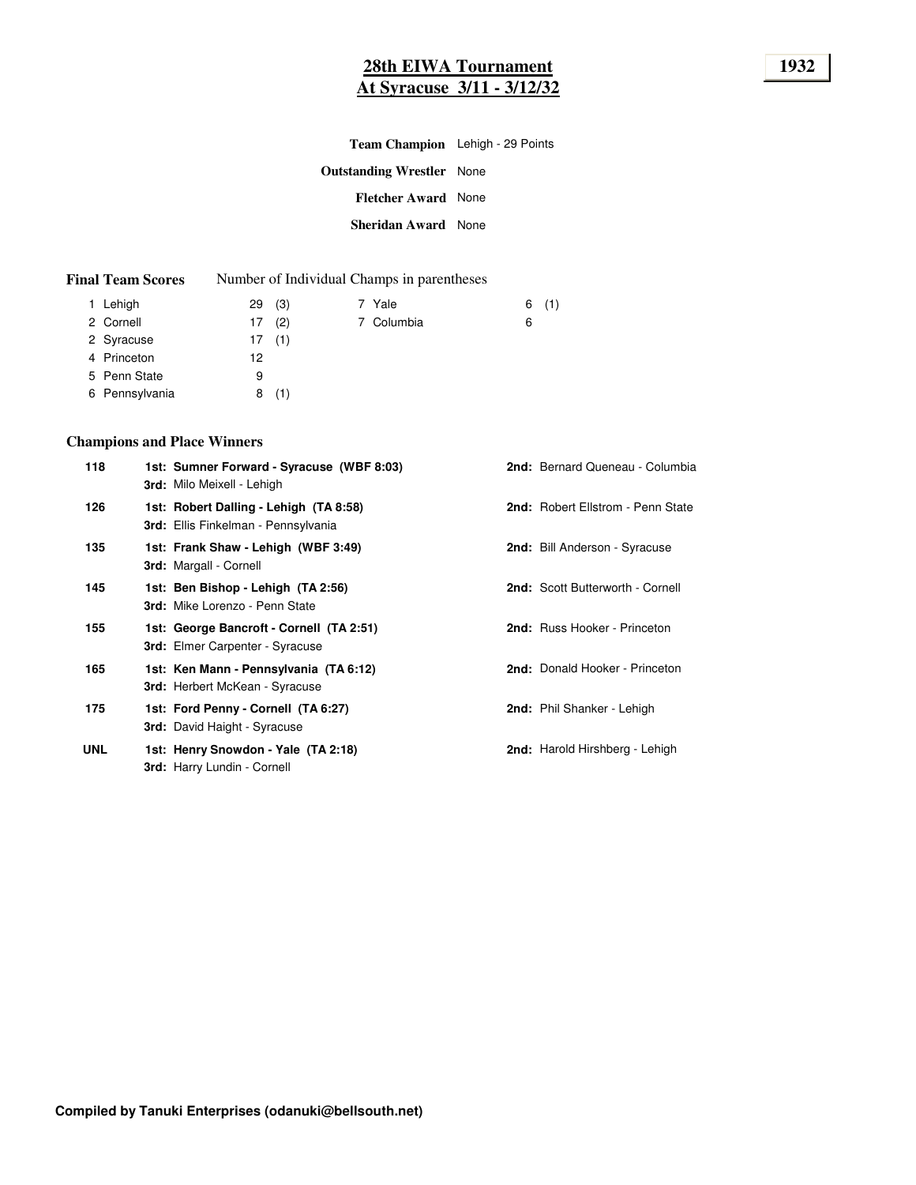# 28th EIWA Tournament
## At Syracuse 3/11 - 3/12/32

**1932**

**Team Champion** Lehigh - 29 Points

**Outstanding Wrestler** None

**Fletcher Award** None

**Sheridan Award** None

**Final Team Scores** Number of Individual Champs in parentheses

| Place | Team | Points | Champs |
|---|---|---|---|
| 1 | Lehigh | 29 | (3) |
| 2 | Cornell | 17 | (2) |
| 2 | Syracuse | 17 | (1) |
| 4 | Princeton | 12 | |
| 5 | Penn State | 9 | |
| 6 | Pennsylvania | 8 | (1) |
| 7 | Yale | 6 | (1) |
| 7 | Columbia | 6 | |

### Champions and Place Winners

| Weight | 1st / 3rd | 2nd |
|---|---|---|
| 118 | **1st: Sumner Forward - Syracuse (WBF 8:03)**<br>**3rd:** Milo Meixell - Lehigh | **2nd:** Bernard Queneau - Columbia |
| 126 | **1st: Robert Dalling - Lehigh (TA 8:58)**<br>**3rd:** Ellis Finkelman - Pennsylvania | **2nd:** Robert Ellstrom - Penn State |
| 135 | **1st: Frank Shaw - Lehigh (WBF 3:49)**<br>**3rd:** Margall - Cornell | **2nd:** Bill Anderson - Syracuse |
| 145 | **1st: Ben Bishop - Lehigh (TA 2:56)**<br>**3rd:** Mike Lorenzo - Penn State | **2nd:** Scott Butterworth - Cornell |
| 155 | **1st: George Bancroft - Cornell (TA 2:51)**<br>**3rd:** Elmer Carpenter - Syracuse | **2nd:** Russ Hooker - Princeton |
| 165 | **1st: Ken Mann - Pennsylvania (TA 6:12)**<br>**3rd:** Herbert McKean - Syracuse | **2nd:** Donald Hooker - Princeton |
| 175 | **1st: Ford Penny - Cornell (TA 6:27)**<br>**3rd:** David Haight - Syracuse | **2nd:** Phil Shanker - Lehigh |
| UNL | **1st: Henry Snowdon - Yale (TA 2:18)**<br>**3rd:** Harry Lundin - Cornell | **2nd:** Harold Hirshberg - Lehigh |

**Compiled by Tanuki Enterprises (odanuki@bellsouth.net)**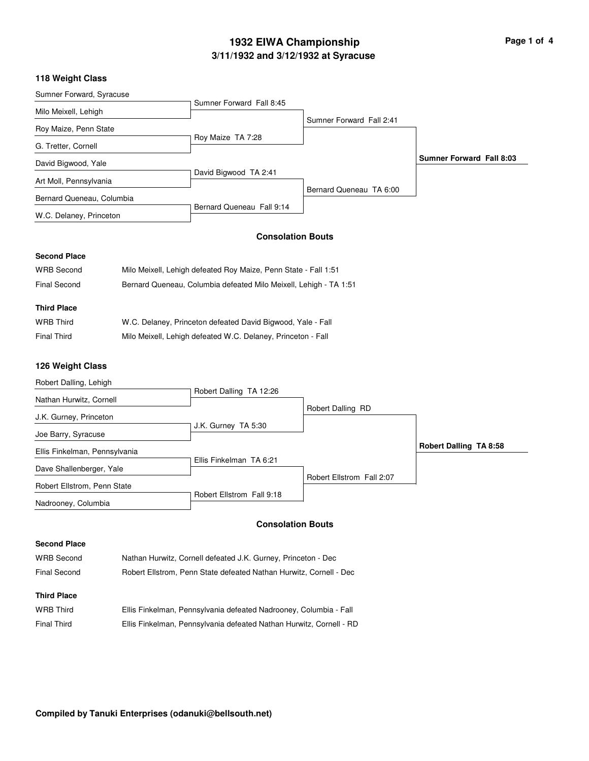# 1932 EIWA Championship

## 3/11/1932 and 3/12/1932 at Syracuse

### 118 Weight Class

| First Round | Semifinals | Finals | Champion |
|---|---|---|---|
| Sumner Forward, Syracuse | | | |
| Milo Meixell, Lehigh | Sumner Forward Fall 8:45 | | |
| Roy Maize, Penn State | | Sumner Forward Fall 2:41 | |
| G. Tretter, Cornell | Roy Maize TA 7:28 | | |
| David Bigwood, Yale | | | **Sumner Forward Fall 8:03** |
| Art Moll, Pennsylvania | David Bigwood TA 2:41 | | |
| Bernard Queneau, Columbia | | Bernard Queneau TA 6:00 | |
| W.C. Delaney, Princeton | Bernard Queneau Fall 9:14 | | |

#### Consolation Bouts

**Second Place**

| | |
|---|---|
| WRB Second | Milo Meixell, Lehigh defeated Roy Maize, Penn State - Fall 1:51 |
| Final Second | Bernard Queneau, Columbia defeated Milo Meixell, Lehigh - TA 1:51 |

**Third Place**

| | |
|---|---|
| WRB Third | W.C. Delaney, Princeton defeated David Bigwood, Yale - Fall |
| Final Third | Milo Meixell, Lehigh defeated W.C. Delaney, Princeton - Fall |

### 126 Weight Class

| First Round | Semifinals | Finals | Champion |
|---|---|---|---|
| Robert Dalling, Lehigh | | | |
| Nathan Hurwitz, Cornell | Robert Dalling TA 12:26 | | |
| J.K. Gurney, Princeton | | Robert Dalling RD | |
| Joe Barry, Syracuse | J.K. Gurney TA 5:30 | | |
| Ellis Finkelman, Pennsylvania | | | **Robert Dalling TA 8:58** |
| Dave Shallenberger, Yale | Ellis Finkelman TA 6:21 | | |
| Robert Ellstrom, Penn State | | Robert Ellstrom Fall 2:07 | |
| Nadrooney, Columbia | Robert Ellstrom Fall 9:18 | | |

#### Consolation Bouts

**Second Place**

| | |
|---|---|
| WRB Second | Nathan Hurwitz, Cornell defeated J.K. Gurney, Princeton - Dec |
| Final Second | Robert Ellstrom, Penn State defeated Nathan Hurwitz, Cornell - Dec |

**Third Place**

| | |
|---|---|
| WRB Third | Ellis Finkelman, Pennsylvania defeated Nadrooney, Columbia - Fall |
| Final Third | Ellis Finkelman, Pennsylvania defeated Nathan Hurwitz, Cornell - RD |

**Compiled by Tanuki Enterprises (odanuki@bellsouth.net)**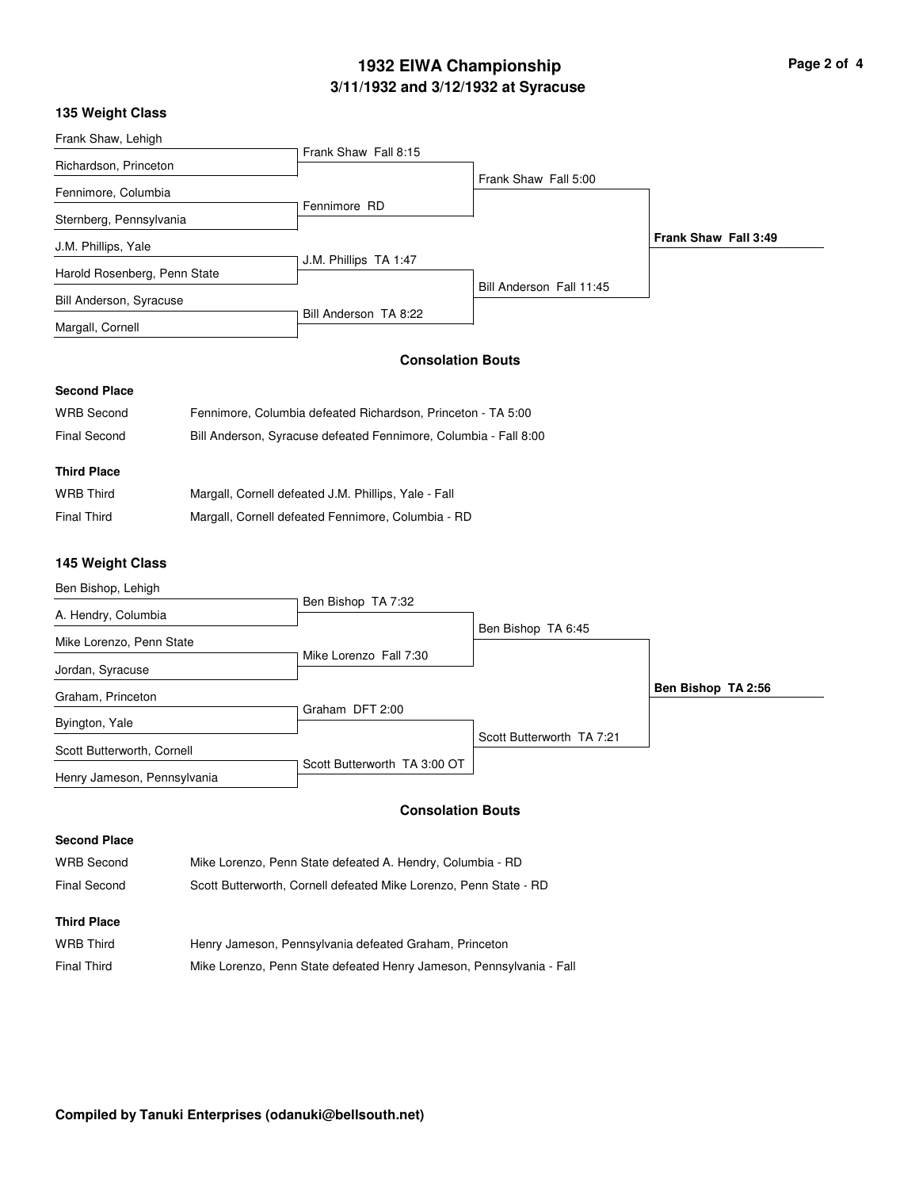# 1932 EIWA Championship

## 3/11/1932 and 3/12/1932 at Syracuse

### 135 Weight Class

| First Round | Quarterfinal Winner | Semifinal Winner | Champion |
|---|---|---|---|
| Frank Shaw, Lehigh | Frank Shaw Fall 8:15 | Frank Shaw Fall 5:00 | **Frank Shaw Fall 3:49** |
| Richardson, Princeton | | | |
| Fennimore, Columbia | Fennimore RD | | |
| Sternberg, Pennsylvania | | | |
| J.M. Phillips, Yale | J.M. Phillips TA 1:47 | Bill Anderson Fall 11:45 | |
| Harold Rosenberg, Penn State | | | |
| Bill Anderson, Syracuse | Bill Anderson TA 8:22 | | |
| Margall, Cornell | | | |

#### Consolation Bouts

**Second Place**

| | |
|---|---|
| WRB Second | Fennimore, Columbia defeated Richardson, Princeton - TA 5:00 |
| Final Second | Bill Anderson, Syracuse defeated Fennimore, Columbia - Fall 8:00 |

**Third Place**

| | |
|---|---|
| WRB Third | Margall, Cornell defeated J.M. Phillips, Yale - Fall |
| Final Third | Margall, Cornell defeated Fennimore, Columbia - RD |

### 145 Weight Class

| First Round | Quarterfinal Winner | Semifinal Winner | Champion |
|---|---|---|---|
| Ben Bishop, Lehigh | Ben Bishop TA 7:32 | Ben Bishop TA 6:45 | **Ben Bishop TA 2:56** |
| A. Hendry, Columbia | | | |
| Mike Lorenzo, Penn State | Mike Lorenzo Fall 7:30 | | |
| Jordan, Syracuse | | | |
| Graham, Princeton | Graham DFT 2:00 | Scott Butterworth TA 7:21 | |
| Byington, Yale | | | |
| Scott Butterworth, Cornell | Scott Butterworth TA 3:00 OT | | |
| Henry Jameson, Pennsylvania | | | |

#### Consolation Bouts

**Second Place**

| | |
|---|---|
| WRB Second | Mike Lorenzo, Penn State defeated A. Hendry, Columbia - RD |
| Final Second | Scott Butterworth, Cornell defeated Mike Lorenzo, Penn State - RD |

**Third Place**

| | |
|---|---|
| WRB Third | Henry Jameson, Pennsylvania defeated Graham, Princeton |
| Final Third | Mike Lorenzo, Penn State defeated Henry Jameson, Pennsylvania - Fall |

**Compiled by Tanuki Enterprises (odanuki@bellsouth.net)**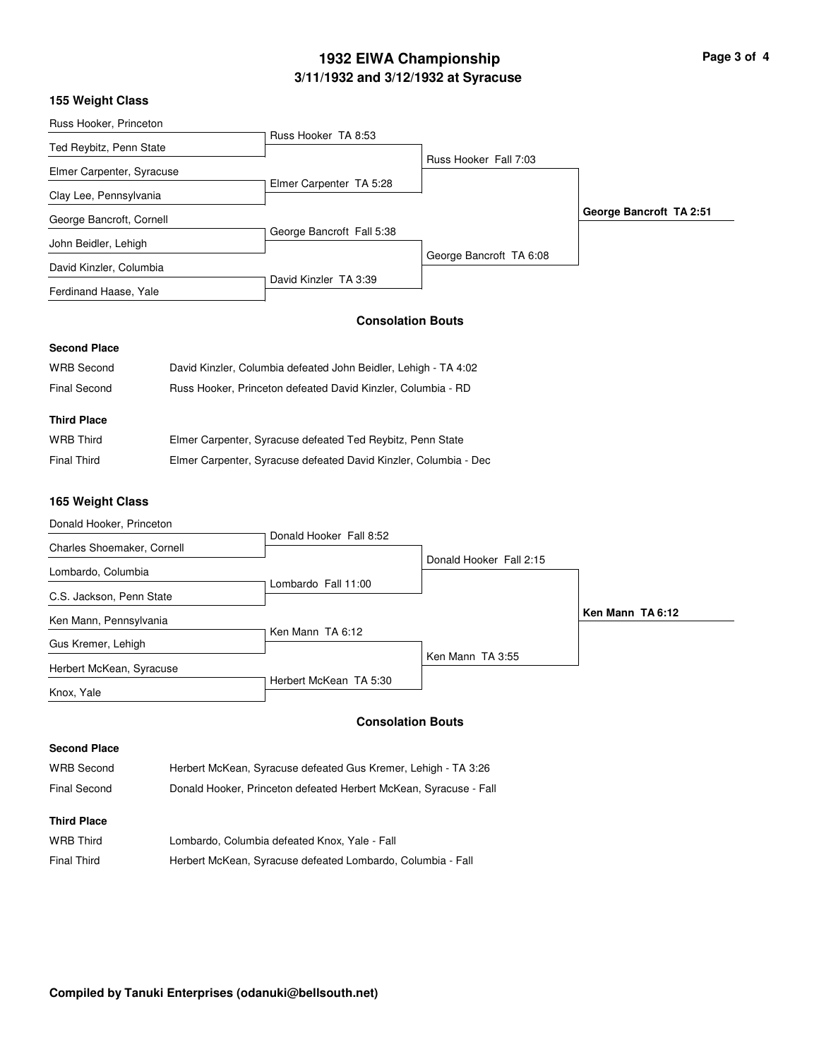# 1932 EIWA Championship

## 3/11/1932 and 3/12/1932 at Syracuse

### 155 Weight Class

| First Round | Quarterfinal Winner | Semifinal Winner | Champion |
|---|---|---|---|
| Russ Hooker, Princeton | Russ Hooker TA 8:53 | Russ Hooker Fall 7:03 | **George Bancroft TA 2:51** |
| Ted Reybitz, Penn State | | | |
| Elmer Carpenter, Syracuse | Elmer Carpenter TA 5:28 | | |
| Clay Lee, Pennsylvania | | | |
| George Bancroft, Cornell | George Bancroft Fall 5:38 | George Bancroft TA 6:08 | |
| John Beidler, Lehigh | | | |
| David Kinzler, Columbia | David Kinzler TA 3:39 | | |
| Ferdinand Haase, Yale | | | |

#### Consolation Bouts

**Second Place**

| | |
|---|---|
| WRB Second | David Kinzler, Columbia defeated John Beidler, Lehigh - TA 4:02 |
| Final Second | Russ Hooker, Princeton defeated David Kinzler, Columbia - RD |

**Third Place**

| | |
|---|---|
| WRB Third | Elmer Carpenter, Syracuse defeated Ted Reybitz, Penn State |
| Final Third | Elmer Carpenter, Syracuse defeated David Kinzler, Columbia - Dec |

### 165 Weight Class

| First Round | Quarterfinal Winner | Semifinal Winner | Champion |
|---|---|---|---|
| Donald Hooker, Princeton | Donald Hooker Fall 8:52 | Donald Hooker Fall 2:15 | **Ken Mann TA 6:12** |
| Charles Shoemaker, Cornell | | | |
| Lombardo, Columbia | Lombardo Fall 11:00 | | |
| C.S. Jackson, Penn State | | | |
| Ken Mann, Pennsylvania | Ken Mann TA 6:12 | Ken Mann TA 3:55 | |
| Gus Kremer, Lehigh | | | |
| Herbert McKean, Syracuse | Herbert McKean TA 5:30 | | |
| Knox, Yale | | | |

#### Consolation Bouts

**Second Place**

| | |
|---|---|
| WRB Second | Herbert McKean, Syracuse defeated Gus Kremer, Lehigh - TA 3:26 |
| Final Second | Donald Hooker, Princeton defeated Herbert McKean, Syracuse - Fall |

**Third Place**

| | |
|---|---|
| WRB Third | Lombardo, Columbia defeated Knox, Yale - Fall |
| Final Third | Herbert McKean, Syracuse defeated Lombardo, Columbia - Fall |

**Compiled by Tanuki Enterprises (odanuki@bellsouth.net)**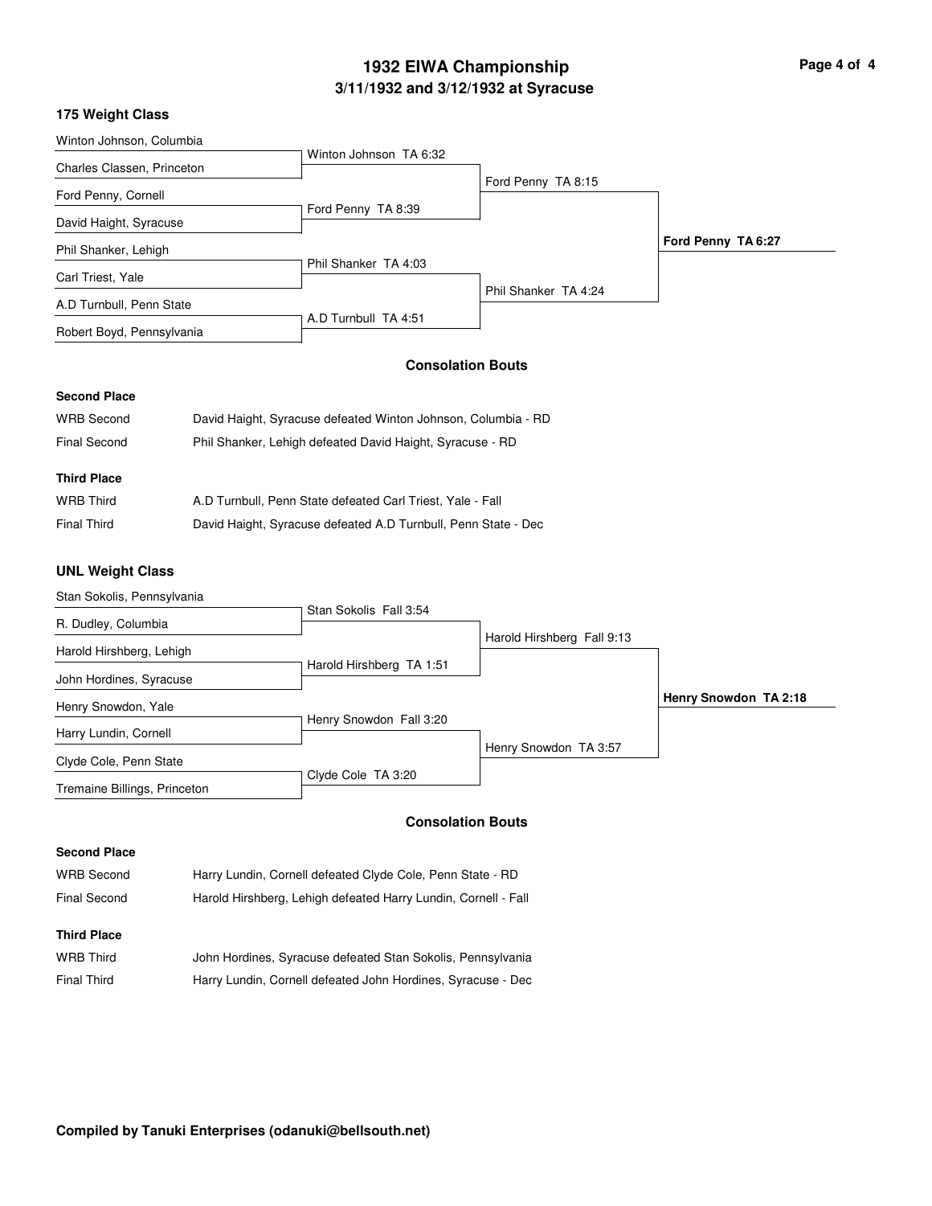# 1932 EIWA Championship
## 3/11/1932 and 3/12/1932 at Syracuse

### 175 Weight Class

**First Round**
- Winton Johnson, Columbia vs. Charles Classen, Princeton — Winton Johnson TA 6:32
- Ford Penny, Cornell vs. David Haight, Syracuse — Ford Penny TA 8:39
- Phil Shanker, Lehigh vs. Carl Triest, Yale — Phil Shanker TA 4:03
- A.D Turnbull, Penn State vs. Robert Boyd, Pennsylvania — A.D Turnbull TA 4:51

**Semifinals**
- Ford Penny TA 8:15
- Phil Shanker TA 4:24

**Final**
- **Ford Penny TA 6:27**

#### Consolation Bouts

**Second Place**

| | |
|---|---|
| WRB Second | David Haight, Syracuse defeated Winton Johnson, Columbia - RD |
| Final Second | Phil Shanker, Lehigh defeated David Haight, Syracuse - RD |

**Third Place**

| | |
|---|---|
| WRB Third | A.D Turnbull, Penn State defeated Carl Triest, Yale - Fall |
| Final Third | David Haight, Syracuse defeated A.D Turnbull, Penn State - Dec |

### UNL Weight Class

**First Round**
- Stan Sokolis, Pennsylvania vs. R. Dudley, Columbia — Stan Sokolis Fall 3:54
- Harold Hirshberg, Lehigh vs. John Hordines, Syracuse — Harold Hirshberg TA 1:51
- Henry Snowdon, Yale vs. Harry Lundin, Cornell — Henry Snowdon Fall 3:20
- Clyde Cole, Penn State vs. Tremaine Billings, Princeton — Clyde Cole TA 3:20

**Semifinals**
- Harold Hirshberg Fall 9:13
- Henry Snowdon TA 3:57

**Final**
- **Henry Snowdon TA 2:18**

#### Consolation Bouts

**Second Place**

| | |
|---|---|
| WRB Second | Harry Lundin, Cornell defeated Clyde Cole, Penn State - RD |
| Final Second | Harold Hirshberg, Lehigh defeated Harry Lundin, Cornell - Fall |

**Third Place**

| | |
|---|---|
| WRB Third | John Hordines, Syracuse defeated Stan Sokolis, Pennsylvania |
| Final Third | Harry Lundin, Cornell defeated John Hordines, Syracuse - Dec |

**Compiled by Tanuki Enterprises (odanuki@bellsouth.net)**